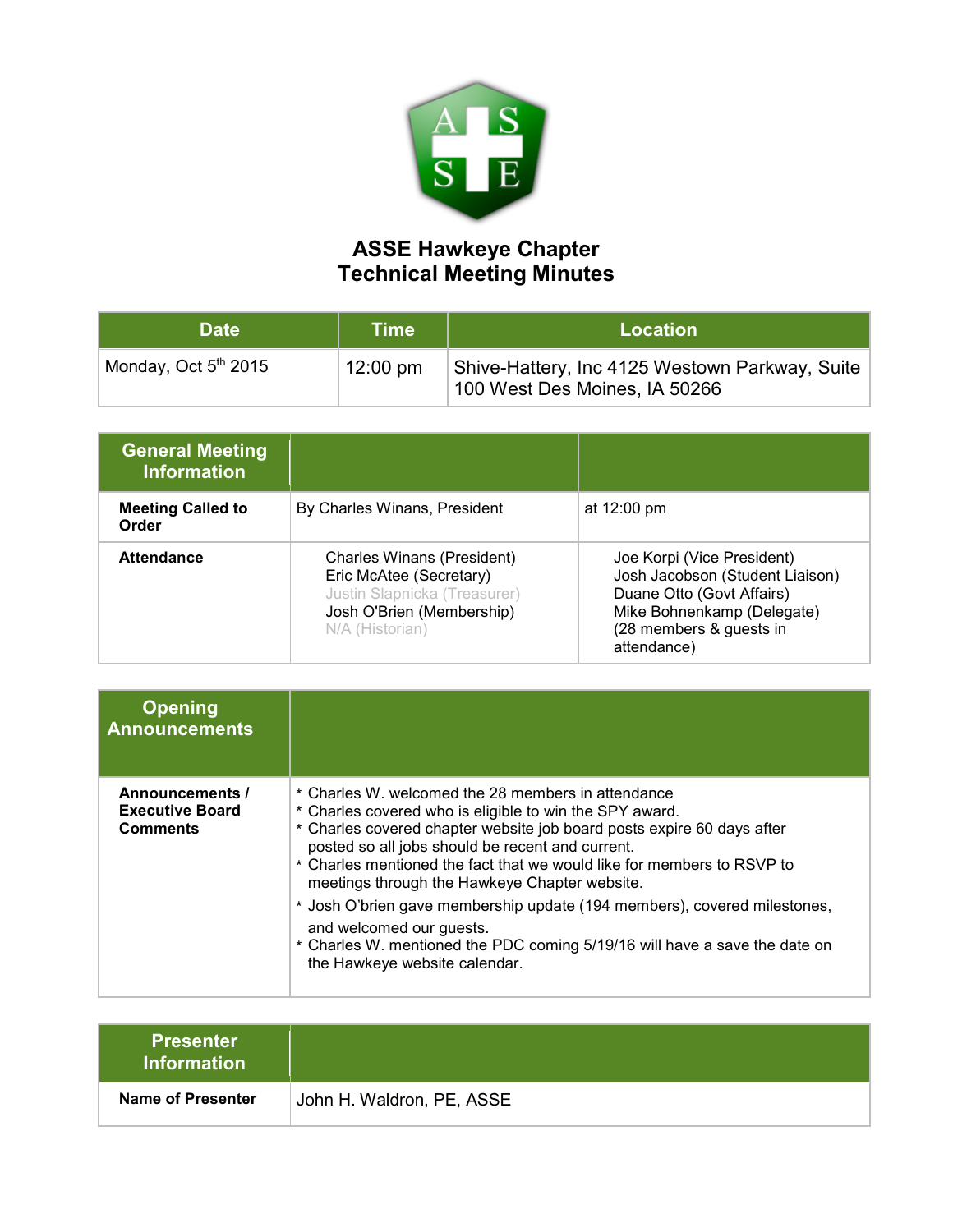# ASSE Hawkeye Chapter
## Technical Meeting Minutes

| Date | Time | Location |
|---|---|---|
| Monday, Oct 5th 2015 | 12:00 pm | Shive-Hattery, Inc 4125 Westown Parkway, Suite 100 West Des Moines, IA 50266 |

| General Meeting Information | | |
|---|---|---|
| **Meeting Called to Order** | By Charles Winans, President | at 12:00 pm |
| **Attendance** | Charles Winans (President)<br>Eric McAtee (Secretary)<br>Justin Slapnicka (Treasurer)<br>Josh O'Brien (Membership)<br>N/A (Historian) | Joe Korpi (Vice President)<br>Josh Jacobson (Student Liaison)<br>Duane Otto (Govt Affairs)<br>Mike Bohnenkamp (Delegate)<br>(28 members & guests in attendance) |

| Opening Announcements | |
|---|---|
| **Announcements / Executive Board Comments** | * Charles W. welcomed the 28 members in attendance<br>* Charles covered who is eligible to win the SPY award.<br>* Charles covered chapter website job board posts expire 60 days after posted so all jobs should be recent and current.<br>* Charles mentioned the fact that we would like for members to RSVP to meetings through the Hawkeye Chapter website.<br>* Josh O'brien gave membership update (194 members), covered milestones, and welcomed our guests.<br>* Charles W. mentioned the PDC coming 5/19/16 will have a save the date on the Hawkeye website calendar. |

| Presenter Information | |
|---|---|
| **Name of Presenter** | John H. Waldron, PE, ASSE |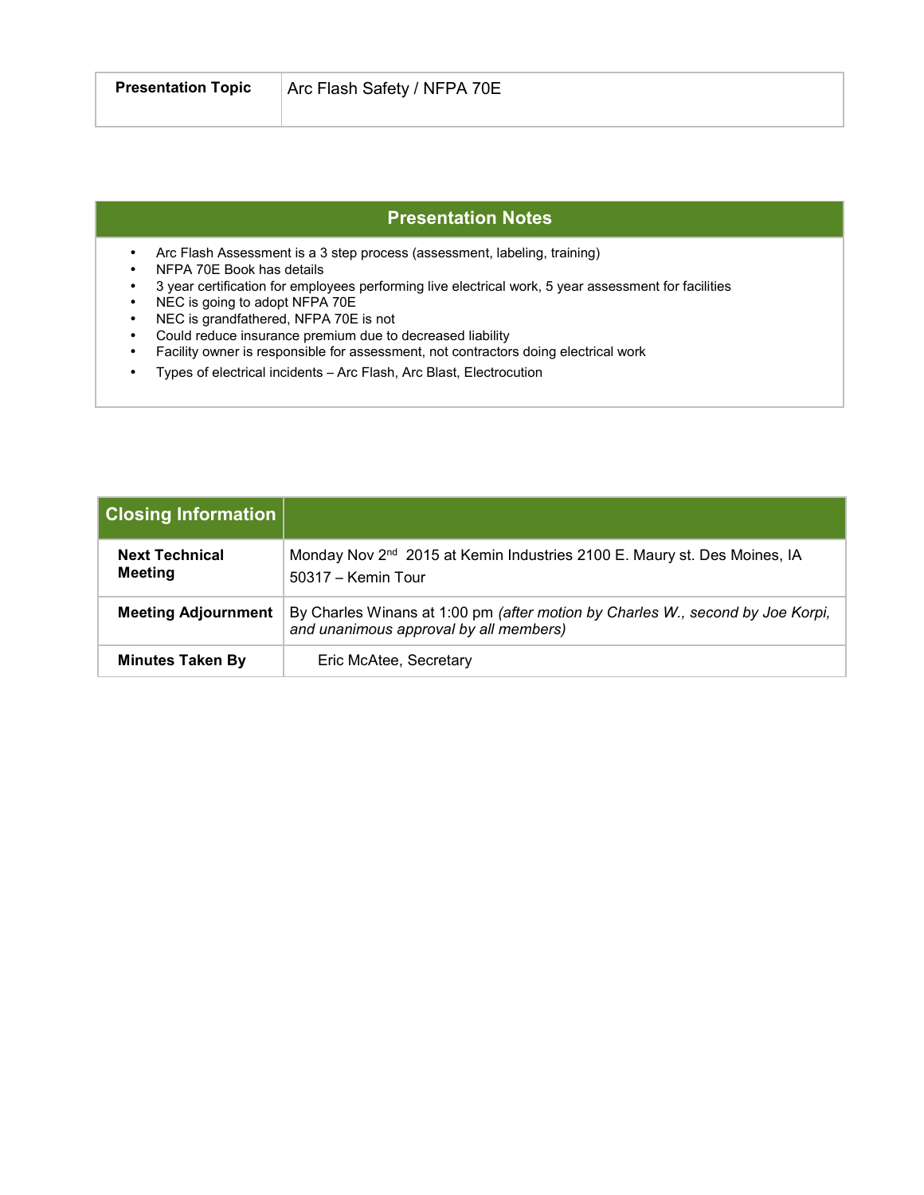| | |
|---|---|
| **Presentation Topic** | Arc Flash Safety / NFPA 70E |

## Presentation Notes

- Arc Flash Assessment is a 3 step process (assessment, labeling, training)
- NFPA 70E Book has details
- 3 year certification for employees performing live electrical work, 5 year assessment for facilities
- NEC is going to adopt NFPA 70E
- NEC is grandfathered, NFPA 70E is not
- Could reduce insurance premium due to decreased liability
- Facility owner is responsible for assessment, not contractors doing electrical work
- Types of electrical incidents – Arc Flash, Arc Blast, Electrocution

| **Closing Information** | |
|---|---|
| **Next Technical Meeting** | Monday Nov 2nd 2015 at Kemin Industries 2100 E. Maury st. Des Moines, IA 50317 – Kemin Tour |
| **Meeting Adjournment** | By Charles Winans at 1:00 pm *(after motion by Charles W., second by Joe Korpi, and unanimous approval by all members)* |
| **Minutes Taken By** | Eric McAtee, Secretary |